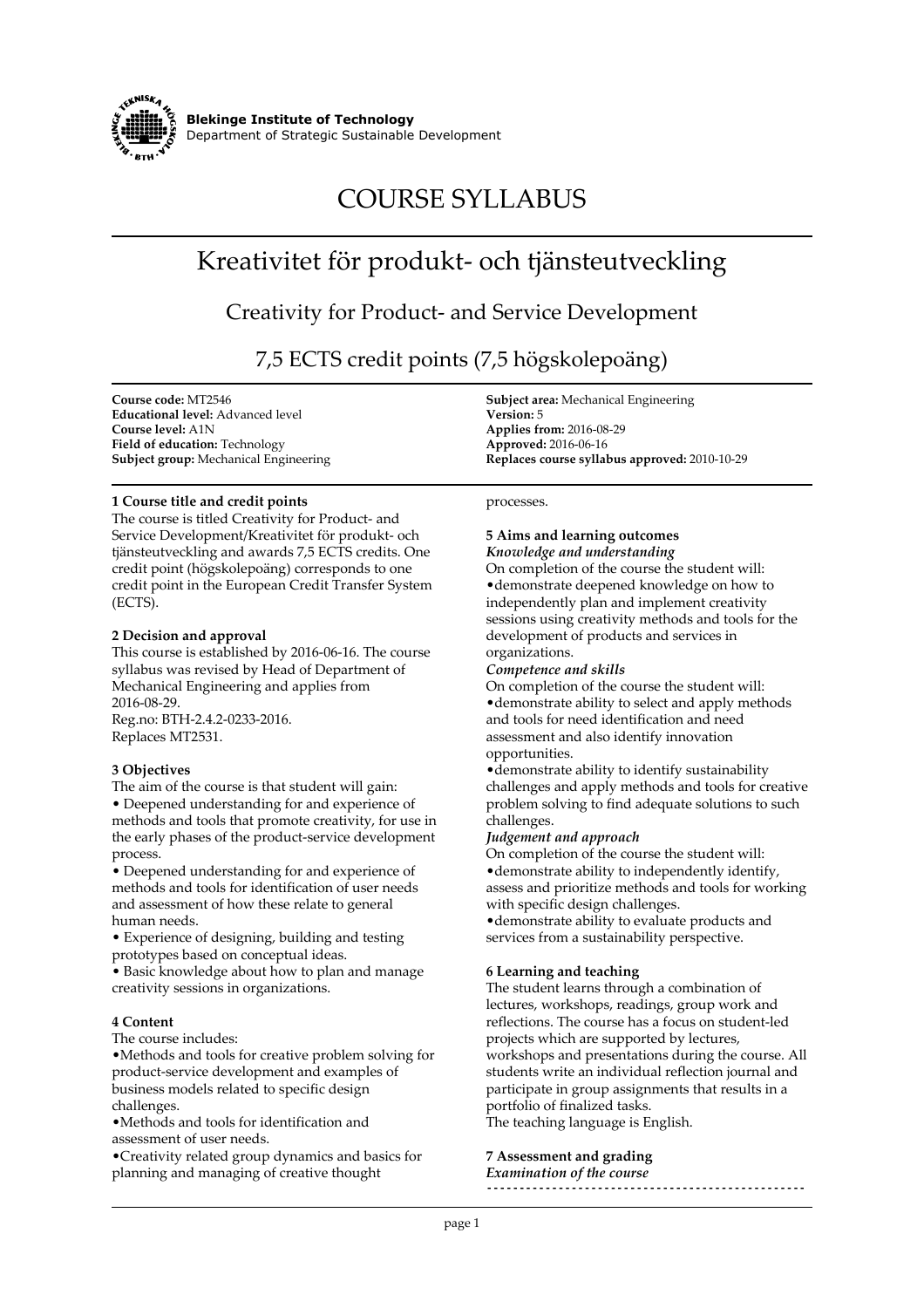**Blekinge Institute of Technology**
Department of Strategic Sustainable Development

# COURSE SYLLABUS

# Kreativitet för produkt- och tjänsteutveckling

## Creativity for Product- and Service Development

## 7,5 ECTS credit points (7,5 högskolepoäng)

**Course code:** MT2546
**Educational level:** Advanced level
**Course level:** A1N
**Field of education:** Technology
**Subject group:** Mechanical Engineering

**Subject area:** Mechanical Engineering
**Version:** 5
**Applies from:** 2016-08-29
**Approved:** 2016-06-16
**Replaces course syllabus approved:** 2010-10-29

### 1 Course title and credit points

The course is titled Creativity for Product- and Service Development/Kreativitet för produkt- och tjänsteutveckling and awards 7,5 ECTS credits. One credit point (högskolepoäng) corresponds to one credit point in the European Credit Transfer System (ECTS).

### 2 Decision and approval

This course is established by 2016-06-16. The course syllabus was revised by Head of Department of Mechanical Engineering and applies from 2016-08-29.
Reg.no: BTH-2.4.2-0233-2016.
Replaces MT2531.

### 3 Objectives

The aim of the course is that student will gain:

- Deepened understanding for and experience of methods and tools that promote creativity, for use in the early phases of the product-service development process.
- Deepened understanding for and experience of methods and tools for identification of user needs and assessment of how these relate to general human needs.
- Experience of designing, building and testing prototypes based on conceptual ideas.
- Basic knowledge about how to plan and manage creativity sessions in organizations.

### 4 Content

The course includes:

- Methods and tools for creative problem solving for product-service development and examples of business models related to specific design challenges.
- Methods and tools for identification and assessment of user needs.
- Creativity related group dynamics and basics for planning and managing of creative thought processes.

### 5 Aims and learning outcomes

***Knowledge and understanding***

On completion of the course the student will:

- demonstrate deepened knowledge on how to independently plan and implement creativity sessions using creativity methods and tools for the development of products and services in organizations.

***Competence and skills***

On completion of the course the student will:

- demonstrate ability to select and apply methods and tools for need identification and need assessment and also identify innovation opportunities.
- demonstrate ability to identify sustainability challenges and apply methods and tools for creative problem solving to find adequate solutions to such challenges.

***Judgement and approach***

On completion of the course the student will:

- demonstrate ability to independently identify, assess and prioritize methods and tools for working with specific design challenges.
- demonstrate ability to evaluate products and services from a sustainability perspective.

### 6 Learning and teaching

The student learns through a combination of lectures, workshops, readings, group work and reflections. The course has a focus on student-led projects which are supported by lectures, workshops and presentations during the course. All students write an individual reflection journal and participate in group assignments that results in a portfolio of finalized tasks.
The teaching language is English.

### 7 Assessment and grading

***Examination of the course***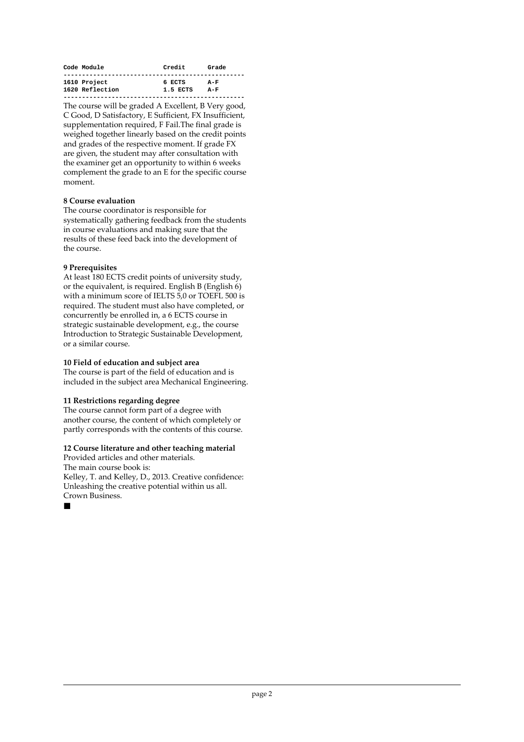| Code | Module | Credit | Grade |
|---|---|---|---|
| 1610 | Project | 6 ECTS | A-F |
| 1620 | Reflection | 1.5 ECTS | A-F |

The course will be graded A Excellent, B Very good, C Good, D Satisfactory, E Sufficient, FX Insufficient, supplementation required, F Fail.The final grade is weighed together linearly based on the credit points and grades of the respective moment. If grade FX are given, the student may after consultation with the examiner get an opportunity to within 6 weeks complement the grade to an E for the specific course moment.

**8 Course evaluation**

The course coordinator is responsible for systematically gathering feedback from the students in course evaluations and making sure that the results of these feed back into the development of the course.

**9 Prerequisites**

At least 180 ECTS credit points of university study, or the equivalent, is required. English B (English 6) with a minimum score of IELTS 5,0 or TOEFL 500 is required. The student must also have completed, or concurrently be enrolled in, a 6 ECTS course in strategic sustainable development, e.g., the course Introduction to Strategic Sustainable Development, or a similar course.

**10 Field of education and subject area**

The course is part of the field of education and is included in the subject area Mechanical Engineering.

**11 Restrictions regarding degree**

The course cannot form part of a degree with another course, the content of which completely or partly corresponds with the contents of this course.

**12 Course literature and other teaching material**

Provided articles and other materials.
The main course book is:
Kelley, T. and Kelley, D., 2013. Creative confidence: Unleashing the creative potential within us all. Crown Business.

■